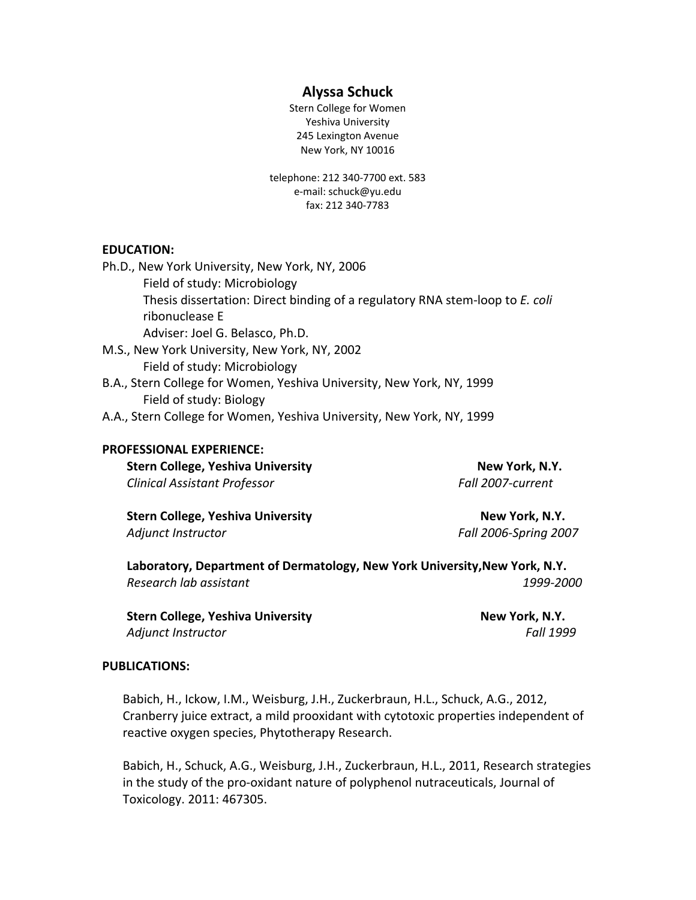# Alyssa Schuck

Stern College for Women
Yeshiva University
245 Lexington Avenue
New York, NY 10016

telephone: 212 340-7700 ext. 583
e-mail: schuck@yu.edu
fax: 212 340-7783

## EDUCATION:

Ph.D., New York University, New York, NY, 2006
- Field of study: Microbiology
- Thesis dissertation: Direct binding of a regulatory RNA stem-loop to *E. coli* ribonuclease E
- Adviser: Joel G. Belasco, Ph.D.

M.S., New York University, New York, NY, 2002
- Field of study: Microbiology

B.A., Stern College for Women, Yeshiva University, New York, NY, 1999
- Field of study: Biology

A.A., Stern College for Women, Yeshiva University, New York, NY, 1999

## PROFESSIONAL EXPERIENCE:

**Stern College, Yeshiva University** — **New York, N.Y.**
*Clinical Assistant Professor* — *Fall 2007-current*

**Stern College, Yeshiva University** — **New York, N.Y.**
*Adjunct Instructor* — *Fall 2006-Spring 2007*

**Laboratory, Department of Dermatology, New York University,New York, N.Y.**
*Research lab assistant* — *1999-2000*

**Stern College, Yeshiva University** — **New York, N.Y.**
*Adjunct Instructor* — *Fall 1999*

## PUBLICATIONS:

Babich, H., Ickow, I.M., Weisburg, J.H., Zuckerbraun, H.L., Schuck, A.G., 2012, Cranberry juice extract, a mild prooxidant with cytotoxic properties independent of reactive oxygen species, Phytotherapy Research.

Babich, H., Schuck, A.G., Weisburg, J.H., Zuckerbraun, H.L., 2011, Research strategies in the study of the pro-oxidant nature of polyphenol nutraceuticals, Journal of Toxicology. 2011: 467305.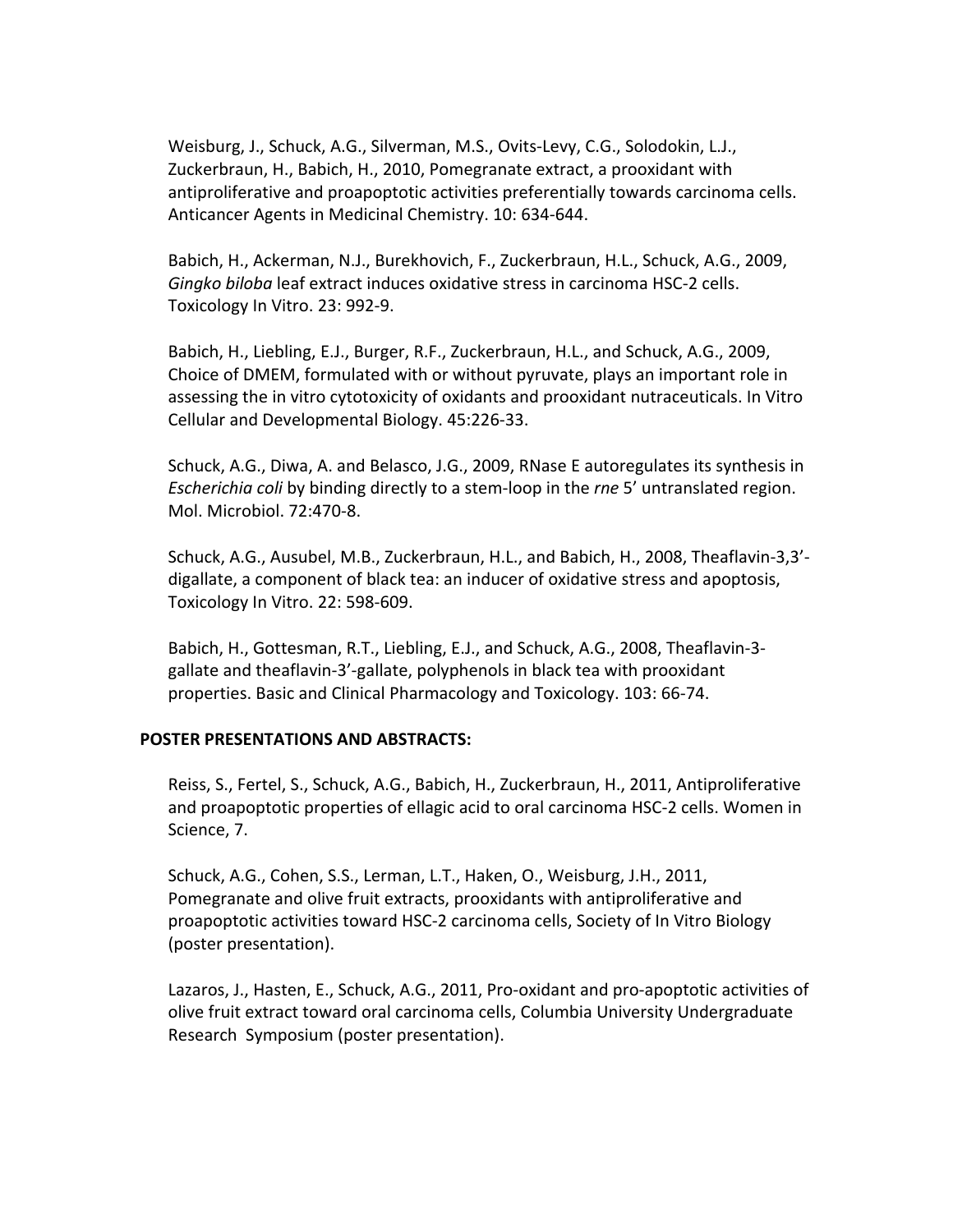Weisburg, J., Schuck, A.G., Silverman, M.S., Ovits-Levy, C.G., Solodokin, L.J., Zuckerbraun, H., Babich, H., 2010, Pomegranate extract, a prooxidant with antiproliferative and proapoptotic activities preferentially towards carcinoma cells. Anticancer Agents in Medicinal Chemistry. 10: 634-644.

Babich, H., Ackerman, N.J., Burekhovich, F., Zuckerbraun, H.L., Schuck, A.G., 2009, *Gingko biloba* leaf extract induces oxidative stress in carcinoma HSC-2 cells. Toxicology In Vitro. 23: 992-9.

Babich, H., Liebling, E.J., Burger, R.F., Zuckerbraun, H.L., and Schuck, A.G., 2009, Choice of DMEM, formulated with or without pyruvate, plays an important role in assessing the in vitro cytotoxicity of oxidants and prooxidant nutraceuticals. In Vitro Cellular and Developmental Biology. 45:226-33.

Schuck, A.G., Diwa, A. and Belasco, J.G., 2009, RNase E autoregulates its synthesis in *Escherichia coli* by binding directly to a stem-loop in the *rne* 5' untranslated region. Mol. Microbiol. 72:470-8.

Schuck, A.G., Ausubel, M.B., Zuckerbraun, H.L., and Babich, H., 2008, Theaflavin-3,3'-digallate, a component of black tea: an inducer of oxidative stress and apoptosis, Toxicology In Vitro. 22: 598-609.

Babich, H., Gottesman, R.T., Liebling, E.J., and Schuck, A.G., 2008, Theaflavin-3-gallate and theaflavin-3'-gallate, polyphenols in black tea with prooxidant properties. Basic and Clinical Pharmacology and Toxicology. 103: 66-74.

**POSTER PRESENTATIONS AND ABSTRACTS:**

Reiss, S., Fertel, S., Schuck, A.G., Babich, H., Zuckerbraun, H., 2011, Antiproliferative and proapoptotic properties of ellagic acid to oral carcinoma HSC-2 cells. Women in Science, 7.

Schuck, A.G., Cohen, S.S., Lerman, L.T., Haken, O., Weisburg, J.H., 2011, Pomegranate and olive fruit extracts, prooxidants with antiproliferative and proapoptotic activities toward HSC-2 carcinoma cells, Society of In Vitro Biology (poster presentation).

Lazaros, J., Hasten, E., Schuck, A.G., 2011, Pro-oxidant and pro-apoptotic activities of olive fruit extract toward oral carcinoma cells, Columbia University Undergraduate Research Symposium (poster presentation).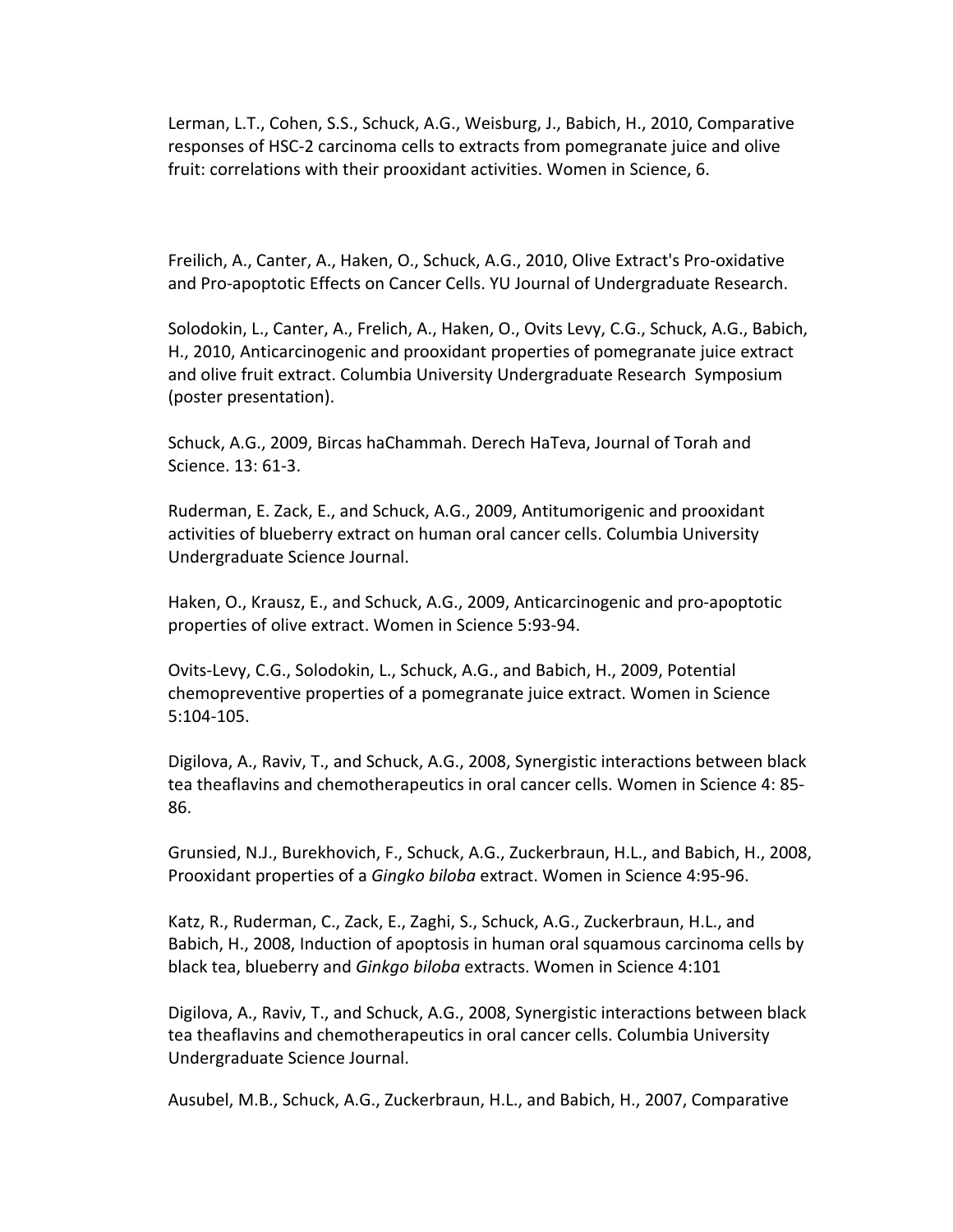Lerman, L.T., Cohen, S.S., Schuck, A.G., Weisburg, J., Babich, H., 2010, Comparative responses of HSC-2 carcinoma cells to extracts from pomegranate juice and olive fruit: correlations with their prooxidant activities. Women in Science, 6.

Freilich, A., Canter, A., Haken, O., Schuck, A.G., 2010, Olive Extract's Pro-oxidative and Pro-apoptotic Effects on Cancer Cells. YU Journal of Undergraduate Research.

Solodokin, L., Canter, A., Frelich, A., Haken, O., Ovits Levy, C.G., Schuck, A.G., Babich, H., 2010, Anticarcinogenic and prooxidant properties of pomegranate juice extract and olive fruit extract. Columbia University Undergraduate Research Symposium (poster presentation).

Schuck, A.G., 2009, Bircas haChammah. Derech HaTeva, Journal of Torah and Science. 13: 61-3.

Ruderman, E. Zack, E., and Schuck, A.G., 2009, Antitumorigenic and prooxidant activities of blueberry extract on human oral cancer cells. Columbia University Undergraduate Science Journal.

Haken, O., Krausz, E., and Schuck, A.G., 2009, Anticarcinogenic and pro-apoptotic properties of olive extract. Women in Science 5:93-94.

Ovits-Levy, C.G., Solodokin, L., Schuck, A.G., and Babich, H., 2009, Potential chemopreventive properties of a pomegranate juice extract. Women in Science 5:104-105.

Digilova, A., Raviv, T., and Schuck, A.G., 2008, Synergistic interactions between black tea theaflavins and chemotherapeutics in oral cancer cells. Women in Science 4: 85-86.

Grunsied, N.J., Burekhovich, F., Schuck, A.G., Zuckerbraun, H.L., and Babich, H., 2008, Prooxidant properties of a *Gingko biloba* extract. Women in Science 4:95-96.

Katz, R., Ruderman, C., Zack, E., Zaghi, S., Schuck, A.G., Zuckerbraun, H.L., and Babich, H., 2008, Induction of apoptosis in human oral squamous carcinoma cells by black tea, blueberry and *Ginkgo biloba* extracts. Women in Science 4:101

Digilova, A., Raviv, T., and Schuck, A.G., 2008, Synergistic interactions between black tea theaflavins and chemotherapeutics in oral cancer cells. Columbia University Undergraduate Science Journal.

Ausubel, M.B., Schuck, A.G., Zuckerbraun, H.L., and Babich, H., 2007, Comparative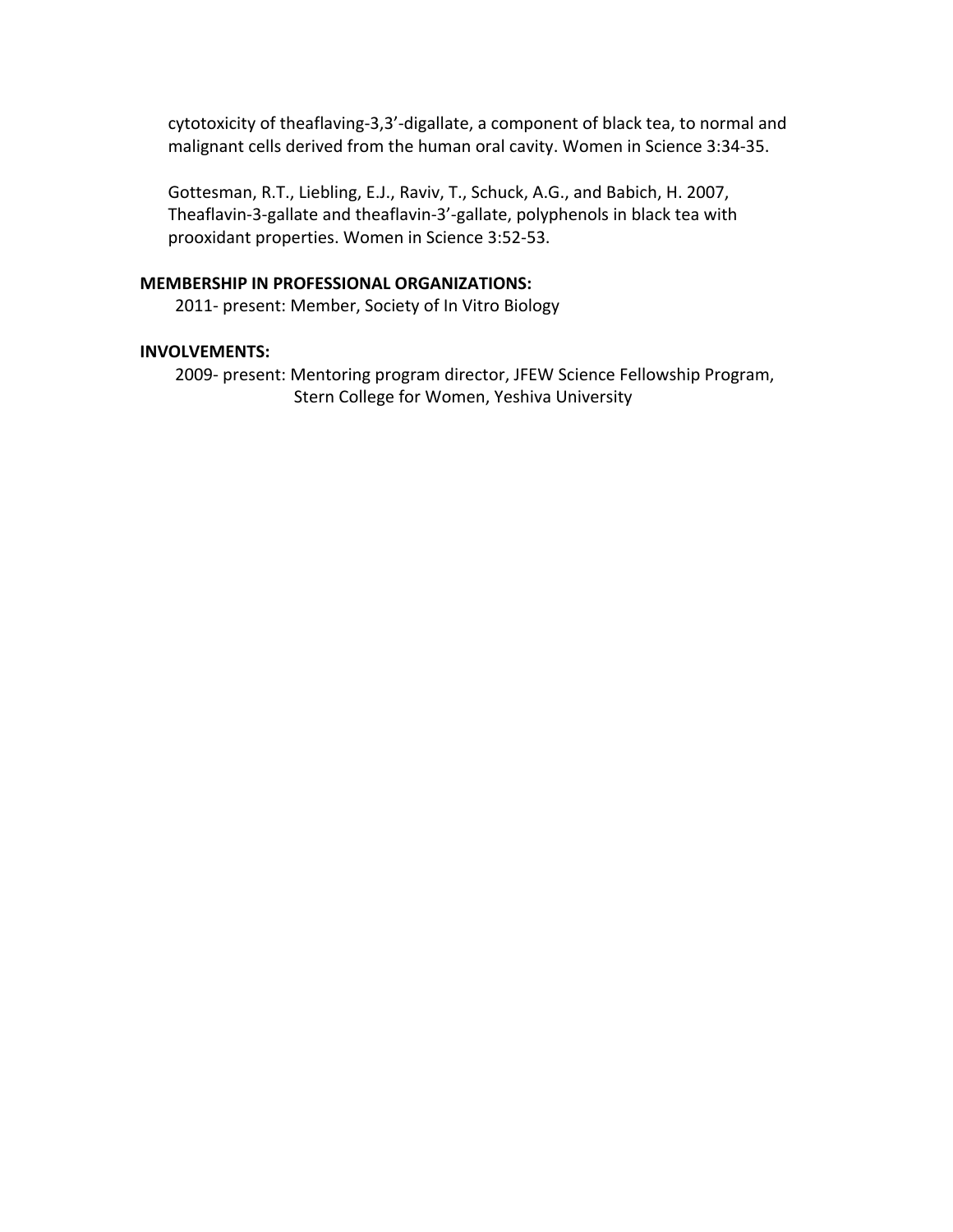cytotoxicity of theaflaving-3,3'-digallate, a component of black tea, to normal and malignant cells derived from the human oral cavity. Women in Science 3:34-35.

Gottesman, R.T., Liebling, E.J., Raviv, T., Schuck, A.G., and Babich, H. 2007, Theaflavin-3-gallate and theaflavin-3'-gallate, polyphenols in black tea with prooxidant properties. Women in Science 3:52-53.

**MEMBERSHIP IN PROFESSIONAL ORGANIZATIONS:**

2011- present: Member, Society of In Vitro Biology

**INVOLVEMENTS:**

2009- present: Mentoring program director, JFEW Science Fellowship Program, Stern College for Women, Yeshiva University